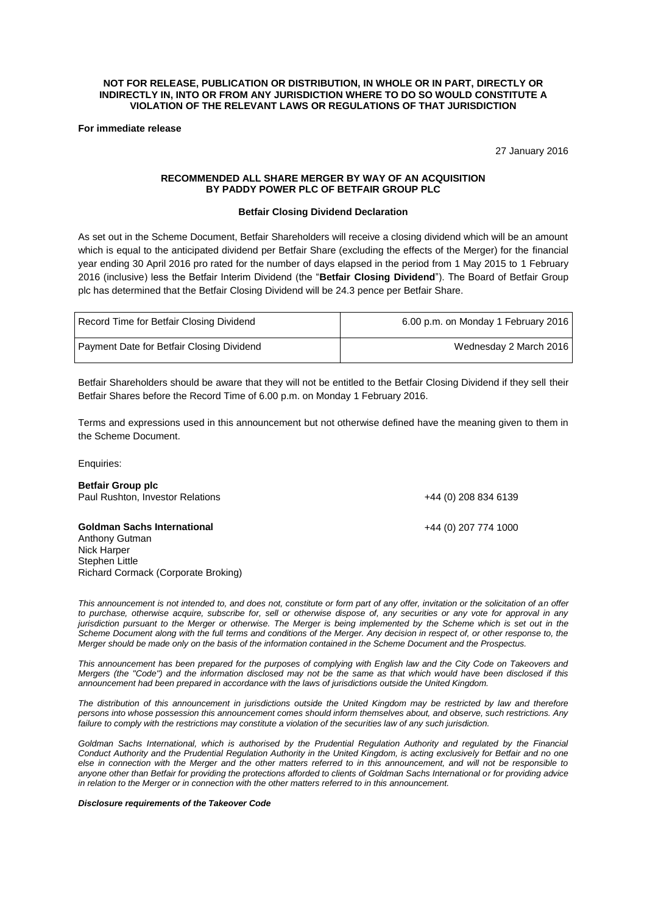**NOT FOR RELEASE, PUBLICATION OR DISTRIBUTION, IN WHOLE OR IN PART, DIRECTLY OR INDIRECTLY IN, INTO OR FROM ANY JURISDICTION WHERE TO DO SO WOULD CONSTITUTE A VIOLATION OF THE RELEVANT LAWS OR REGULATIONS OF THAT JURISDICTION**

**For immediate release**

27 January 2016

**RECOMMENDED ALL SHARE MERGER BY WAY OF AN ACQUISITION BY PADDY POWER PLC OF BETFAIR GROUP PLC**

**Betfair Closing Dividend Declaration**

As set out in the Scheme Document, Betfair Shareholders will receive a closing dividend which will be an amount which is equal to the anticipated dividend per Betfair Share (excluding the effects of the Merger) for the financial year ending 30 April 2016 pro rated for the number of days elapsed in the period from 1 May 2015 to 1 February 2016 (inclusive) less the Betfair Interim Dividend (the "**Betfair Closing Dividend**"). The Board of Betfair Group plc has determined that the Betfair Closing Dividend will be 24.3 pence per Betfair Share.

| | |
|---|---|
| Record Time for Betfair Closing Dividend | 6.00 p.m. on Monday 1 February 2016 |
| Payment Date for Betfair Closing Dividend | Wednesday 2 March 2016 |

Betfair Shareholders should be aware that they will not be entitled to the Betfair Closing Dividend if they sell their Betfair Shares before the Record Time of 6.00 p.m. on Monday 1 February 2016.

Terms and expressions used in this announcement but not otherwise defined have the meaning given to them in the Scheme Document.

Enquiries:

**Betfair Group plc**
Paul Rushton, Investor Relations +44 (0) 208 834 6139

**Goldman Sachs International** +44 (0) 207 774 1000
Anthony Gutman
Nick Harper
Stephen Little
Richard Cormack (Corporate Broking)

*This announcement is not intended to, and does not, constitute or form part of any offer, invitation or the solicitation of an offer to purchase, otherwise acquire, subscribe for, sell or otherwise dispose of, any securities or any vote for approval in any jurisdiction pursuant to the Merger or otherwise. The Merger is being implemented by the Scheme which is set out in the Scheme Document along with the full terms and conditions of the Merger. Any decision in respect of, or other response to, the Merger should be made only on the basis of the information contained in the Scheme Document and the Prospectus.*

*This announcement has been prepared for the purposes of complying with English law and the City Code on Takeovers and Mergers (the "Code") and the information disclosed may not be the same as that which would have been disclosed if this announcement had been prepared in accordance with the laws of jurisdictions outside the United Kingdom.*

*The distribution of this announcement in jurisdictions outside the United Kingdom may be restricted by law and therefore persons into whose possession this announcement comes should inform themselves about, and observe, such restrictions. Any failure to comply with the restrictions may constitute a violation of the securities law of any such jurisdiction.*

*Goldman Sachs International, which is authorised by the Prudential Regulation Authority and regulated by the Financial Conduct Authority and the Prudential Regulation Authority in the United Kingdom, is acting exclusively for Betfair and no one else in connection with the Merger and the other matters referred to in this announcement, and will not be responsible to anyone other than Betfair for providing the protections afforded to clients of Goldman Sachs International or for providing advice in relation to the Merger or in connection with the other matters referred to in this announcement.*

***Disclosure requirements of the Takeover Code***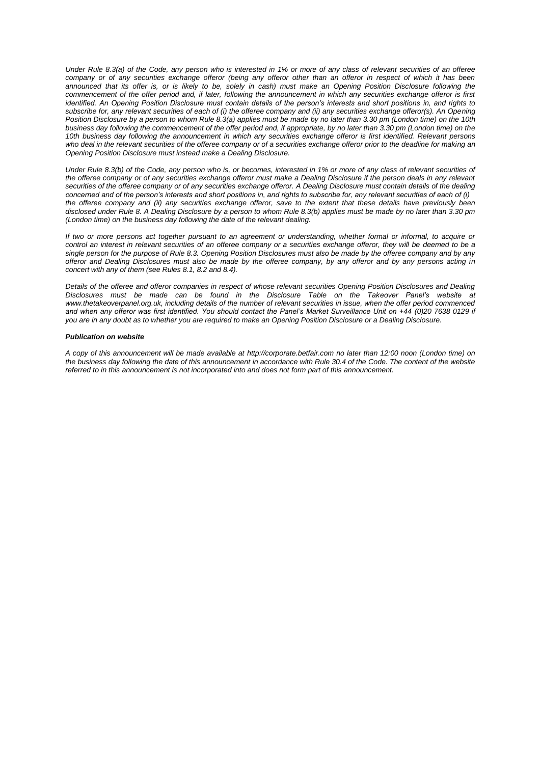*Under Rule 8.3(a) of the Code, any person who is interested in 1% or more of any class of relevant securities of an offeree company or of any securities exchange offeror (being any offeror other than an offeror in respect of which it has been announced that its offer is, or is likely to be, solely in cash) must make an Opening Position Disclosure following the commencement of the offer period and, if later, following the announcement in which any securities exchange offeror is first identified. An Opening Position Disclosure must contain details of the person's interests and short positions in, and rights to subscribe for, any relevant securities of each of (i) the offeree company and (ii) any securities exchange offeror(s). An Opening Position Disclosure by a person to whom Rule 8.3(a) applies must be made by no later than 3.30 pm (London time) on the 10th business day following the commencement of the offer period and, if appropriate, by no later than 3.30 pm (London time) on the 10th business day following the announcement in which any securities exchange offeror is first identified. Relevant persons who deal in the relevant securities of the offeree company or of a securities exchange offeror prior to the deadline for making an Opening Position Disclosure must instead make a Dealing Disclosure.*

*Under Rule 8.3(b) of the Code, any person who is, or becomes, interested in 1% or more of any class of relevant securities of the offeree company or of any securities exchange offeror must make a Dealing Disclosure if the person deals in any relevant securities of the offeree company or of any securities exchange offeror. A Dealing Disclosure must contain details of the dealing concerned and of the person's interests and short positions in, and rights to subscribe for, any relevant securities of each of (i) the offeree company and (ii) any securities exchange offeror, save to the extent that these details have previously been disclosed under Rule 8. A Dealing Disclosure by a person to whom Rule 8.3(b) applies must be made by no later than 3.30 pm (London time) on the business day following the date of the relevant dealing.*

*If two or more persons act together pursuant to an agreement or understanding, whether formal or informal, to acquire or control an interest in relevant securities of an offeree company or a securities exchange offeror, they will be deemed to be a single person for the purpose of Rule 8.3. Opening Position Disclosures must also be made by the offeree company and by any offeror and Dealing Disclosures must also be made by the offeree company, by any offeror and by any persons acting in concert with any of them (see Rules 8.1, 8.2 and 8.4).*

*Details of the offeree and offeror companies in respect of whose relevant securities Opening Position Disclosures and Dealing Disclosures must be made can be found in the Disclosure Table on the Takeover Panel's website at www.thetakeoverpanel.org.uk, including details of the number of relevant securities in issue, when the offer period commenced and when any offeror was first identified. You should contact the Panel's Market Surveillance Unit on +44 (0)20 7638 0129 if you are in any doubt as to whether you are required to make an Opening Position Disclosure or a Dealing Disclosure.*

***Publication on website***

*A copy of this announcement will be made available at http://corporate.betfair.com no later than 12:00 noon (London time) on the business day following the date of this announcement in accordance with Rule 30.4 of the Code. The content of the website referred to in this announcement is not incorporated into and does not form part of this announcement.*